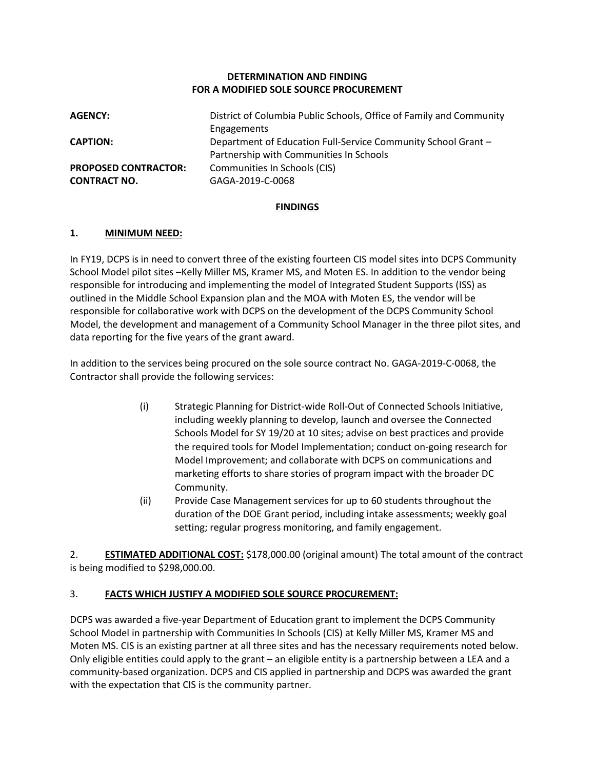**DETERMINATION AND FINDING**
**FOR A MODIFIED SOLE SOURCE PROCUREMENT**

| | |
|---|---|
| **AGENCY:** | District of Columbia Public Schools, Office of Family and Community Engagements |
| **CAPTION:** | Department of Education Full-Service Community School Grant – Partnership with Communities In Schools |
| **PROPOSED CONTRACTOR:** | Communities In Schools (CIS) |
| **CONTRACT NO.** | GAGA-2019-C-0068 |

**FINDINGS**

**1. MINIMUM NEED:**

In FY19, DCPS is in need to convert three of the existing fourteen CIS model sites into DCPS Community School Model pilot sites –Kelly Miller MS, Kramer MS, and Moten ES. In addition to the vendor being responsible for introducing and implementing the model of Integrated Student Supports (ISS) as outlined in the Middle School Expansion plan and the MOA with Moten ES, the vendor will be responsible for collaborative work with DCPS on the development of the DCPS Community School Model, the development and management of a Community School Manager in the three pilot sites, and data reporting for the five years of the grant award.

In addition to the services being procured on the sole source contract No. GAGA-2019-C-0068, the Contractor shall provide the following services:

(i) Strategic Planning for District-wide Roll-Out of Connected Schools Initiative, including weekly planning to develop, launch and oversee the Connected Schools Model for SY 19/20 at 10 sites; advise on best practices and provide the required tools for Model Implementation; conduct on-going research for Model Improvement; and collaborate with DCPS on communications and marketing efforts to share stories of program impact with the broader DC Community.

(ii) Provide Case Management services for up to 60 students throughout the duration of the DOE Grant period, including intake assessments; weekly goal setting; regular progress monitoring, and family engagement.

2. **ESTIMATED ADDITIONAL COST:** $178,000.00 (original amount) The total amount of the contract is being modified to $298,000.00.

3. **FACTS WHICH JUSTIFY A MODIFIED SOLE SOURCE PROCUREMENT:**

DCPS was awarded a five-year Department of Education grant to implement the DCPS Community School Model in partnership with Communities In Schools (CIS) at Kelly Miller MS, Kramer MS and Moten MS. CIS is an existing partner at all three sites and has the necessary requirements noted below. Only eligible entities could apply to the grant – an eligible entity is a partnership between a LEA and a community-based organization. DCPS and CIS applied in partnership and DCPS was awarded the grant with the expectation that CIS is the community partner.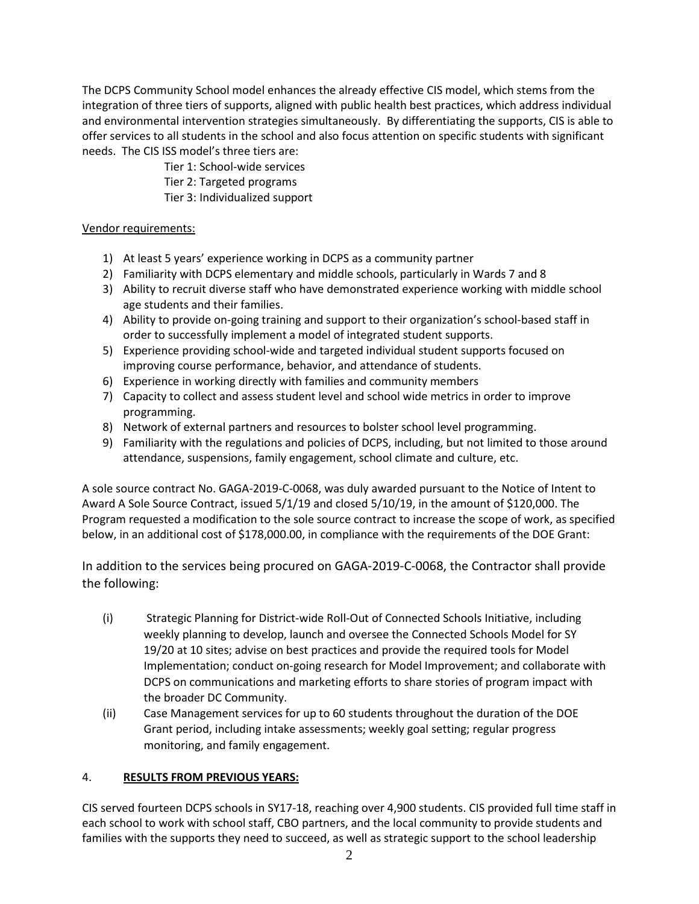The DCPS Community School model enhances the already effective CIS model, which stems from the integration of three tiers of supports, aligned with public health best practices, which address individual and environmental intervention strategies simultaneously. By differentiating the supports, CIS is able to offer services to all students in the school and also focus attention on specific students with significant needs. The CIS ISS model's three tiers are:

Tier 1: School-wide services
Tier 2: Targeted programs
Tier 3: Individualized support

Vendor requirements:

1) At least 5 years' experience working in DCPS as a community partner
2) Familiarity with DCPS elementary and middle schools, particularly in Wards 7 and 8
3) Ability to recruit diverse staff who have demonstrated experience working with middle school age students and their families.
4) Ability to provide on-going training and support to their organization's school-based staff in order to successfully implement a model of integrated student supports.
5) Experience providing school-wide and targeted individual student supports focused on improving course performance, behavior, and attendance of students.
6) Experience in working directly with families and community members
7) Capacity to collect and assess student level and school wide metrics in order to improve programming.
8) Network of external partners and resources to bolster school level programming.
9) Familiarity with the regulations and policies of DCPS, including, but not limited to those around attendance, suspensions, family engagement, school climate and culture, etc.

A sole source contract No. GAGA-2019-C-0068, was duly awarded pursuant to the Notice of Intent to Award A Sole Source Contract, issued 5/1/19 and closed 5/10/19, in the amount of $120,000. The Program requested a modification to the sole source contract to increase the scope of work, as specified below, in an additional cost of $178,000.00, in compliance with the requirements of the DOE Grant:

In addition to the services being procured on GAGA-2019-C-0068, the Contractor shall provide the following:

(i) Strategic Planning for District-wide Roll-Out of Connected Schools Initiative, including weekly planning to develop, launch and oversee the Connected Schools Model for SY 19/20 at 10 sites; advise on best practices and provide the required tools for Model Implementation; conduct on-going research for Model Improvement; and collaborate with DCPS on communications and marketing efforts to share stories of program impact with the broader DC Community.

(ii) Case Management services for up to 60 students throughout the duration of the DOE Grant period, including intake assessments; weekly goal setting; regular progress monitoring, and family engagement.

4. **RESULTS FROM PREVIOUS YEARS:**

CIS served fourteen DCPS schools in SY17-18, reaching over 4,900 students. CIS provided full time staff in each school to work with school staff, CBO partners, and the local community to provide students and families with the supports they need to succeed, as well as strategic support to the school leadership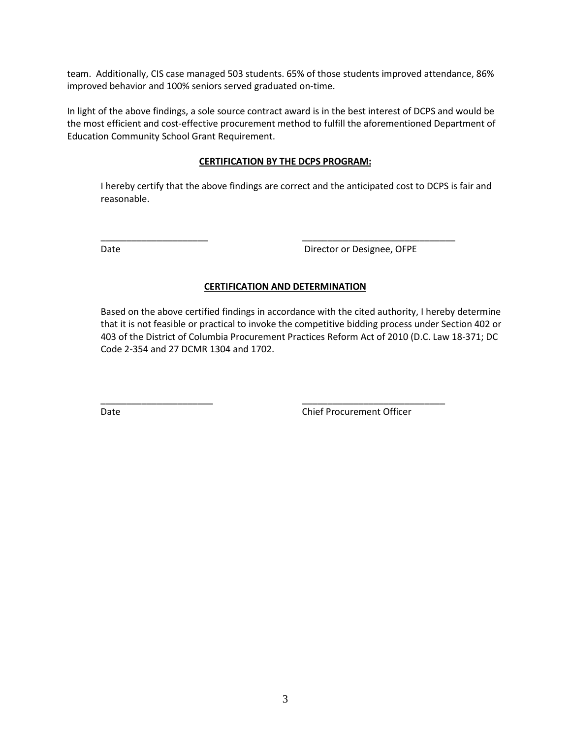team. Additionally, CIS case managed 503 students. 65% of those students improved attendance, 86% improved behavior and 100% seniors served graduated on-time.

In light of the above findings, a sole source contract award is in the best interest of DCPS and would be the most efficient and cost-effective procurement method to fulfill the aforementioned Department of Education Community School Grant Requirement.

**CERTIFICATION BY THE DCPS PROGRAM:**

I hereby certify that the above findings are correct and the anticipated cost to DCPS is fair and reasonable.

_____________________ _______________________________

Date Director or Designee, OFPE

**CERTIFICATION AND DETERMINATION**

Based on the above certified findings in accordance with the cited authority, I hereby determine that it is not feasible or practical to invoke the competitive bidding process under Section 402 or 403 of the District of Columbia Procurement Practices Reform Act of 2010 (D.C. Law 18-371; DC Code 2-354 and 27 DCMR 1304 and 1702.

______________________ _____________________________

Date Chief Procurement Officer